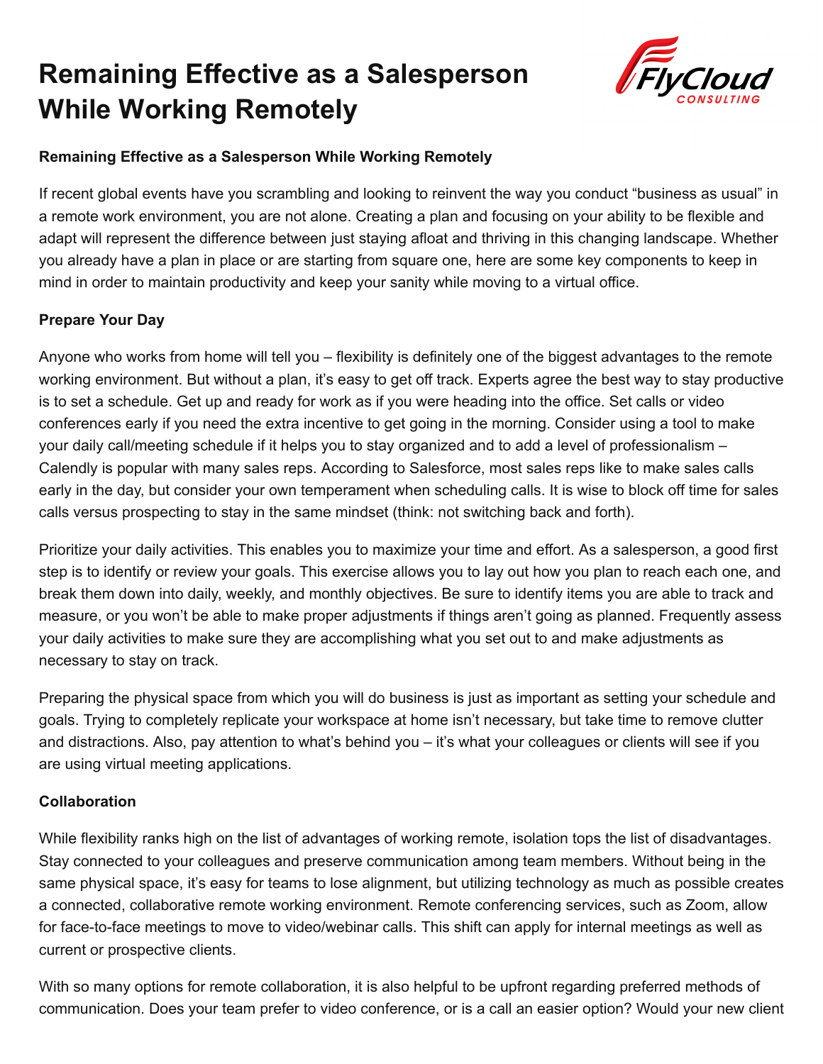# Remaining Effective as a Salesperson While Working Remotely

**Remaining Effective as a Salesperson While Working Remotely**

If recent global events have you scrambling and looking to reinvent the way you conduct "business as usual" in a remote work environment, you are not alone. Creating a plan and focusing on your ability to be flexible and adapt will represent the difference between just staying afloat and thriving in this changing landscape. Whether you already have a plan in place or are starting from square one, here are some key components to keep in mind in order to maintain productivity and keep your sanity while moving to a virtual office.

**Prepare Your Day**

Anyone who works from home will tell you – flexibility is definitely one of the biggest advantages to the remote working environment. But without a plan, it's easy to get off track. Experts agree the best way to stay productive is to set a schedule. Get up and ready for work as if you were heading into the office. Set calls or video conferences early if you need the extra incentive to get going in the morning. Consider using a tool to make your daily call/meeting schedule if it helps you to stay organized and to add a level of professionalism – Calendly is popular with many sales reps. According to Salesforce, most sales reps like to make sales calls early in the day, but consider your own temperament when scheduling calls. It is wise to block off time for sales calls versus prospecting to stay in the same mindset (think: not switching back and forth).

Prioritize your daily activities. This enables you to maximize your time and effort. As a salesperson, a good first step is to identify or review your goals. This exercise allows you to lay out how you plan to reach each one, and break them down into daily, weekly, and monthly objectives. Be sure to identify items you are able to track and measure, or you won't be able to make proper adjustments if things aren't going as planned. Frequently assess your daily activities to make sure they are accomplishing what you set out to and make adjustments as necessary to stay on track.

Preparing the physical space from which you will do business is just as important as setting your schedule and goals. Trying to completely replicate your workspace at home isn't necessary, but take time to remove clutter and distractions. Also, pay attention to what's behind you – it's what your colleagues or clients will see if you are using virtual meeting applications.

**Collaboration**

While flexibility ranks high on the list of advantages of working remote, isolation tops the list of disadvantages. Stay connected to your colleagues and preserve communication among team members. Without being in the same physical space, it's easy for teams to lose alignment, but utilizing technology as much as possible creates a connected, collaborative remote working environment. Remote conferencing services, such as Zoom, allow for face-to-face meetings to move to video/webinar calls. This shift can apply for internal meetings as well as current or prospective clients.

With so many options for remote collaboration, it is also helpful to be upfront regarding preferred methods of communication. Does your team prefer to video conference, or is a call an easier option? Would your new client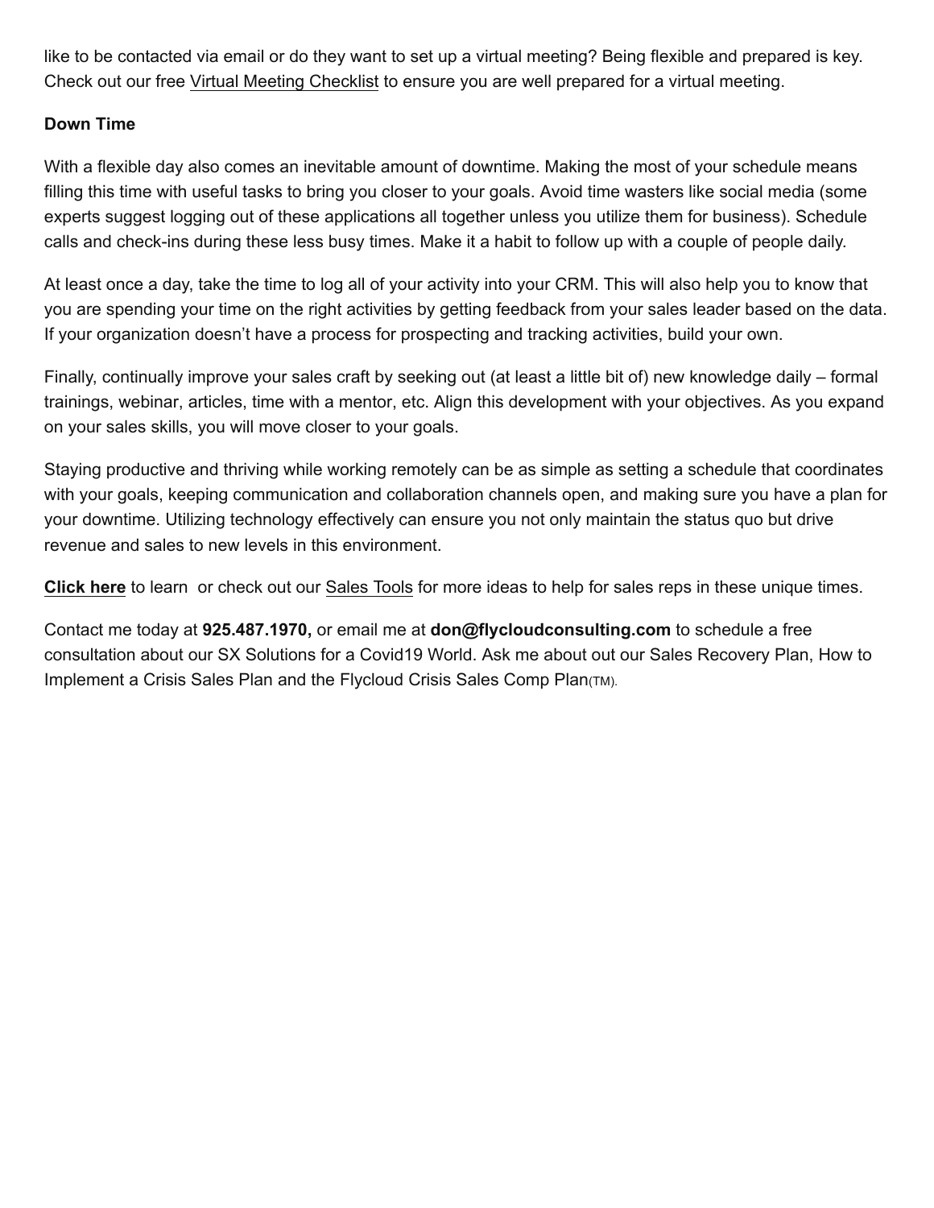like to be contacted via email or do they want to set up a virtual meeting? Being flexible and prepared is key. Check out our free Virtual Meeting Checklist to ensure you are well prepared for a virtual meeting.

**Down Time**

With a flexible day also comes an inevitable amount of downtime. Making the most of your schedule means filling this time with useful tasks to bring you closer to your goals. Avoid time wasters like social media (some experts suggest logging out of these applications all together unless you utilize them for business). Schedule calls and check-ins during these less busy times. Make it a habit to follow up with a couple of people daily.

At least once a day, take the time to log all of your activity into your CRM. This will also help you to know that you are spending your time on the right activities by getting feedback from your sales leader based on the data. If your organization doesn't have a process for prospecting and tracking activities, build your own.

Finally, continually improve your sales craft by seeking out (at least a little bit of) new knowledge daily – formal trainings, webinar, articles, time with a mentor, etc. Align this development with your objectives. As you expand on your sales skills, you will move closer to your goals.

Staying productive and thriving while working remotely can be as simple as setting a schedule that coordinates with your goals, keeping communication and collaboration channels open, and making sure you have a plan for your downtime. Utilizing technology effectively can ensure you not only maintain the status quo but drive revenue and sales to new levels in this environment.

**Click here** to learn  or check out our Sales Tools for more ideas to help for sales reps in these unique times.

Contact me today at **925.487.1970,** or email me at **don@flycloudconsulting.com** to schedule a free consultation about our SX Solutions for a Covid19 World. Ask me about out our Sales Recovery Plan, How to Implement a Crisis Sales Plan and the Flycloud Crisis Sales Comp Plan(TM).